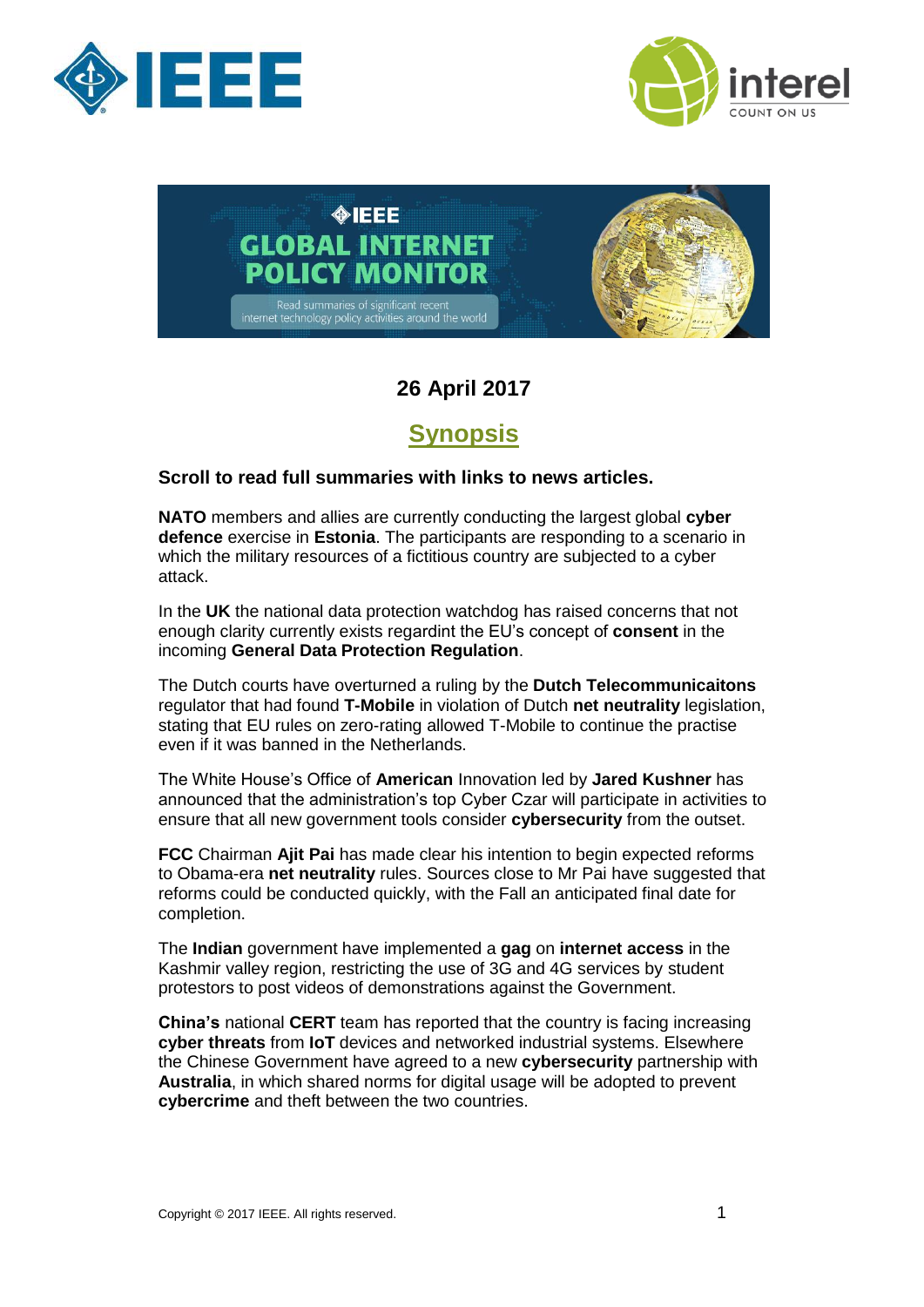# IEEE GLOBAL INTERNET POLICY MONITOR

Read summaries of significant recent internet technology policy activities around the world

**26 April 2017**

## Synopsis

**Scroll to read full summaries with links to news articles.**

**NATO** members and allies are currently conducting the largest global **cyber defence** exercise in **Estonia**. The participants are responding to a scenario in which the military resources of a fictitious country are subjected to a cyber attack.

In the **UK** the national data protection watchdog has raised concerns that not enough clarity currently exists regardint the EU's concept of **consent** in the incoming **General Data Protection Regulation**.

The Dutch courts have overturned a ruling by the **Dutch Telecommunicaitons** regulator that had found **T-Mobile** in violation of Dutch **net neutrality** legislation, stating that EU rules on zero-rating allowed T-Mobile to continue the practise even if it was banned in the Netherlands.

The White House's Office of **American** Innovation led by **Jared Kushner** has announced that the administration's top Cyber Czar will participate in activities to ensure that all new government tools consider **cybersecurity** from the outset.

**FCC** Chairman **Ajit Pai** has made clear his intention to begin expected reforms to Obama-era **net neutrality** rules. Sources close to Mr Pai have suggested that reforms could be conducted quickly, with the Fall an anticipated final date for completion.

The **Indian** government have implemented a **gag** on **internet access** in the Kashmir valley region, restricting the use of 3G and 4G services by student protestors to post videos of demonstrations against the Government.

**China's** national **CERT** team has reported that the country is facing increasing **cyber threats** from **IoT** devices and networked industrial systems. Elsewhere the Chinese Government have agreed to a new **cybersecurity** partnership with **Australia**, in which shared norms for digital usage will be adopted to prevent **cybercrime** and theft between the two countries.

Copyright © 2017 IEEE. All rights reserved.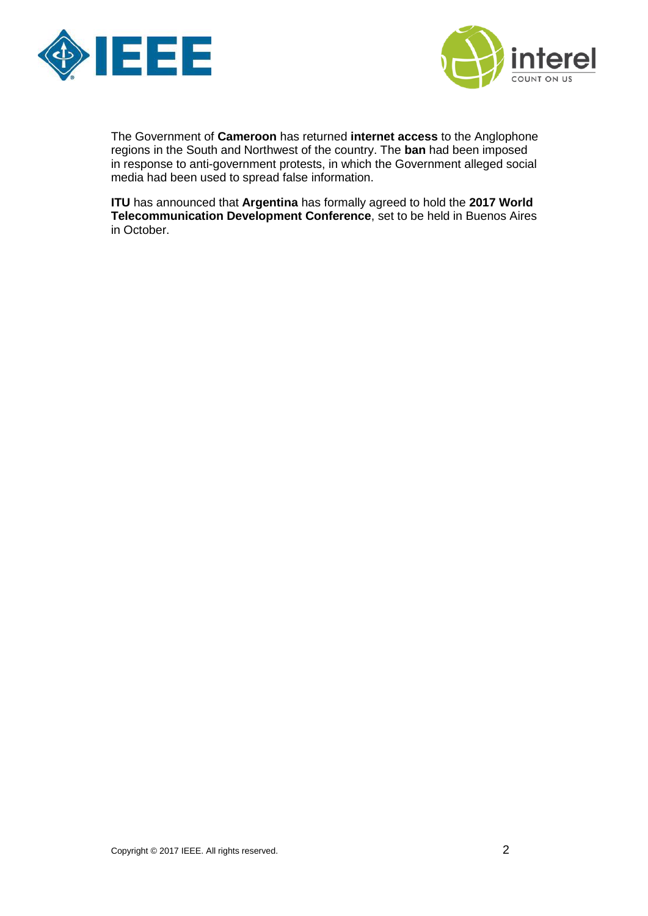The Government of **Cameroon** has returned **internet access** to the Anglophone regions in the South and Northwest of the country. The **ban** had been imposed in response to anti-government protests, in which the Government alleged social media had been used to spread false information.

**ITU** has announced that **Argentina** has formally agreed to hold the **2017 World Telecommunication Development Conference**, set to be held in Buenos Aires in October.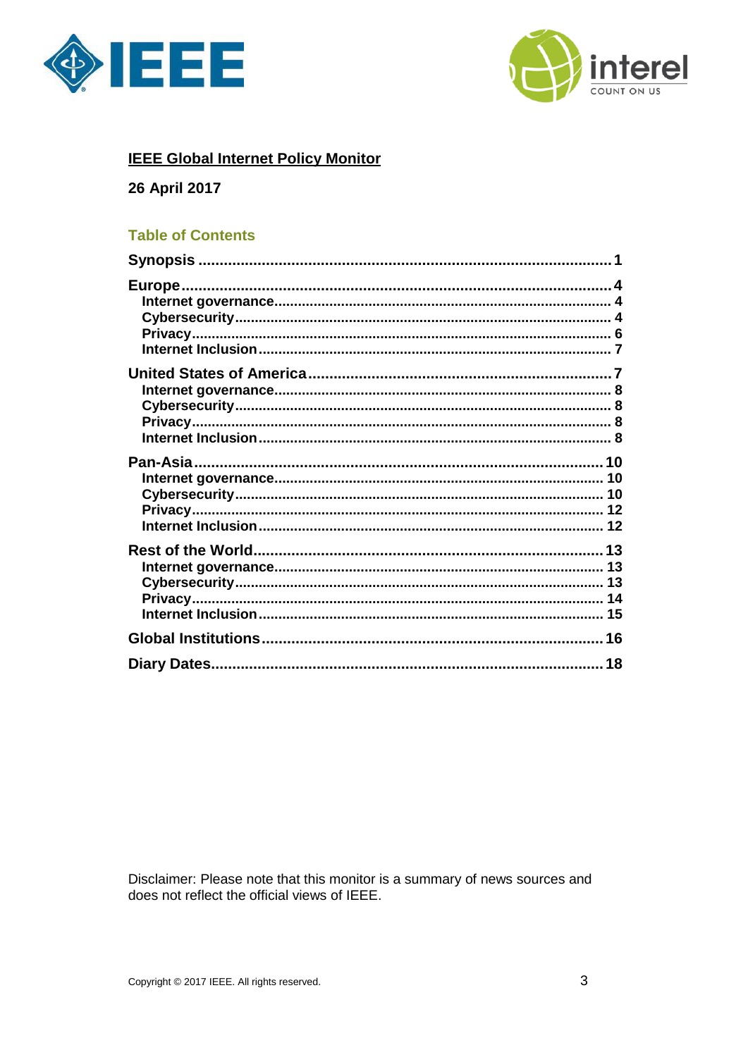**IEEE Global Internet Policy Monitor**

**26 April 2017**

## Table of Contents

**Synopsis** ........ 1

**Europe** ........ 4
- Internet governance ........ 4
- Cybersecurity ........ 4
- Privacy ........ 6
- Internet Inclusion ........ 7

**United States of America** ........ 7
- Internet governance ........ 8
- Cybersecurity ........ 8
- Privacy ........ 8
- Internet Inclusion ........ 8

**Pan-Asia** ........ 10
- Internet governance ........ 10
- Cybersecurity ........ 10
- Privacy ........ 12
- Internet Inclusion ........ 12

**Rest of the World** ........ 13
- Internet governance ........ 13
- Cybersecurity ........ 13
- Privacy ........ 14
- Internet Inclusion ........ 15

**Global Institutions** ........ 16

**Diary Dates** ........ 18

Disclaimer: Please note that this monitor is a summary of news sources and does not reflect the official views of IEEE.

Copyright © 2017 IEEE. All rights reserved.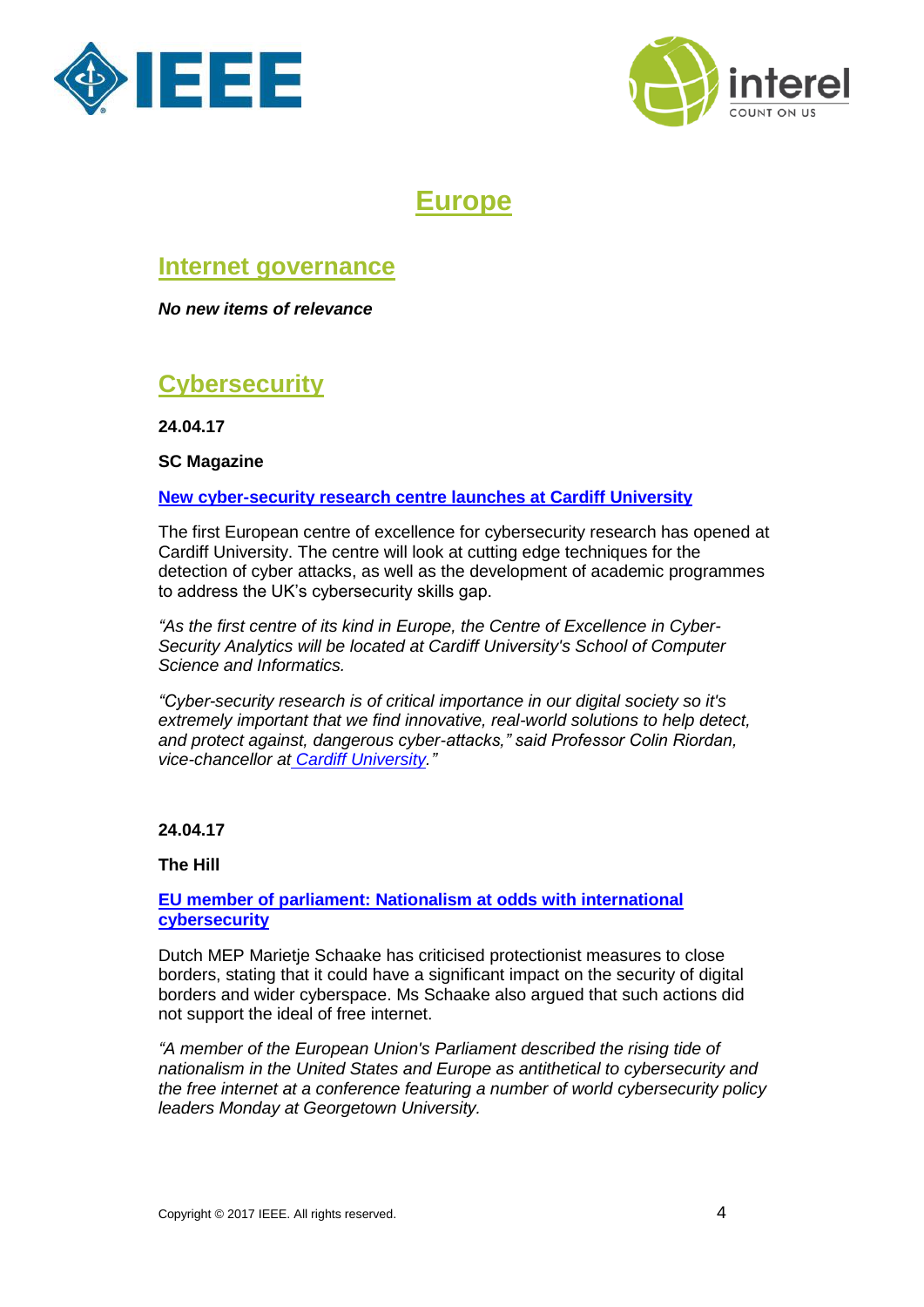# Europe

## Internet governance

***No new items of relevance***

## Cybersecurity

**24.04.17**

**SC Magazine**

**[New cyber-security research centre launches at Cardiff University]**

The first European centre of excellence for cybersecurity research has opened at Cardiff University. The centre will look at cutting edge techniques for the detection of cyber attacks, as well as the development of academic programmes to address the UK's cybersecurity skills gap.

*"As the first centre of its kind in Europe, the Centre of Excellence in Cyber-Security Analytics will be located at Cardiff University's School of Computer Science and Informatics.*

*"Cyber-security research is of critical importance in our digital society so it's extremely important that we find innovative, real-world solutions to help detect, and protect against, dangerous cyber-attacks," said Professor Colin Riordan, vice-chancellor at Cardiff University."*

**24.04.17**

**The Hill**

**[EU member of parliament: Nationalism at odds with international cybersecurity]**

Dutch MEP Marietje Schaake has criticised protectionist measures to close borders, stating that it could have a significant impact on the security of digital borders and wider cyberspace. Ms Schaake also argued that such actions did not support the ideal of free internet.

*"A member of the European Union's Parliament described the rising tide of nationalism in the United States and Europe as antithetical to cybersecurity and the free internet at a conference featuring a number of world cybersecurity policy leaders Monday at Georgetown University.*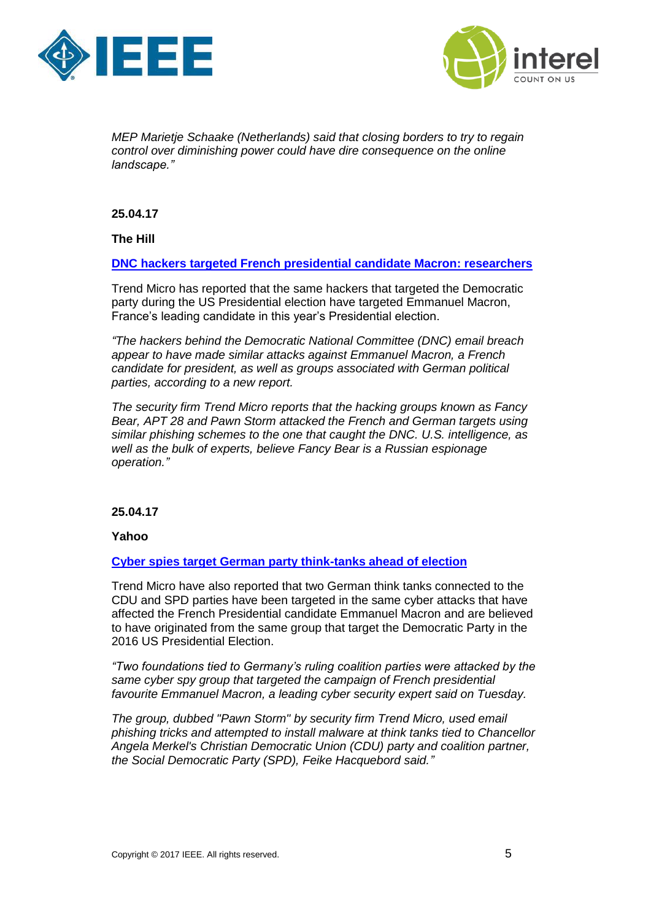*MEP Marietje Schaake (Netherlands) said that closing borders to try to regain control over diminishing power could have dire consequence on the online landscape."*

**25.04.17**

**The Hill**

**DNC hackers targeted French presidential candidate Macron: researchers**

Trend Micro has reported that the same hackers that targeted the Democratic party during the US Presidential election have targeted Emmanuel Macron, France's leading candidate in this year's Presidential election.

*"The hackers behind the Democratic National Committee (DNC) email breach appear to have made similar attacks against Emmanuel Macron, a French candidate for president, as well as groups associated with German political parties, according to a new report.*

*The security firm Trend Micro reports that the hacking groups known as Fancy Bear, APT 28 and Pawn Storm attacked the French and German targets using similar phishing schemes to the one that caught the DNC. U.S. intelligence, as well as the bulk of experts, believe Fancy Bear is a Russian espionage operation."*

**25.04.17**

**Yahoo**

**Cyber spies target German party think-tanks ahead of election**

Trend Micro have also reported that two German think tanks connected to the CDU and SPD parties have been targeted in the same cyber attacks that have affected the French Presidential candidate Emmanuel Macron and are believed to have originated from the same group that target the Democratic Party in the 2016 US Presidential Election.

*"Two foundations tied to Germany's ruling coalition parties were attacked by the same cyber spy group that targeted the campaign of French presidential favourite Emmanuel Macron, a leading cyber security expert said on Tuesday.*

*The group, dubbed "Pawn Storm" by security firm Trend Micro, used email phishing tricks and attempted to install malware at think tanks tied to Chancellor Angela Merkel's Christian Democratic Union (CDU) party and coalition partner, the Social Democratic Party (SPD), Feike Hacquebord said."*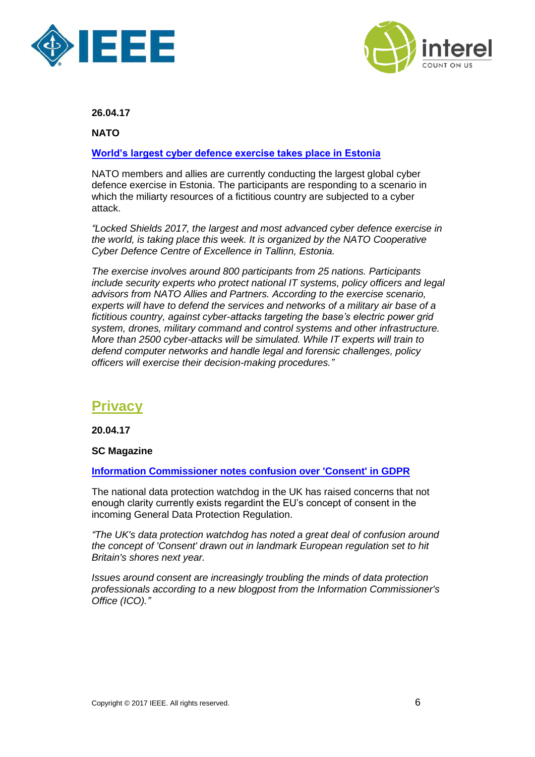**26.04.17**

**NATO**

**World's largest cyber defence exercise takes place in Estonia**

NATO members and allies are currently conducting the largest global cyber defence exercise in Estonia. The participants are responding to a scenario in which the miliarty resources of a fictitious country are subjected to a cyber attack.

*"Locked Shields 2017, the largest and most advanced cyber defence exercise in the world, is taking place this week. It is organized by the NATO Cooperative Cyber Defence Centre of Excellence in Tallinn, Estonia.*

*The exercise involves around 800 participants from 25 nations. Participants include security experts who protect national IT systems, policy officers and legal advisors from NATO Allies and Partners. According to the exercise scenario, experts will have to defend the services and networks of a military air base of a fictitious country, against cyber-attacks targeting the base's electric power grid system, drones, military command and control systems and other infrastructure. More than 2500 cyber-attacks will be simulated. While IT experts will train to defend computer networks and handle legal and forensic challenges, policy officers will exercise their decision-making procedures."*

## Privacy

**20.04.17**

**SC Magazine**

**Information Commissioner notes confusion over 'Consent' in GDPR**

The national data protection watchdog in the UK has raised concerns that not enough clarity currently exists regardint the EU's concept of consent in the incoming General Data Protection Regulation.

*"The UK's data protection watchdog has noted a great deal of confusion around the concept of 'Consent' drawn out in landmark European regulation set to hit Britain's shores next year.*

*Issues around consent are increasingly troubling the minds of data protection professionals according to a new blogpost from the Information Commissioner's Office (ICO)."*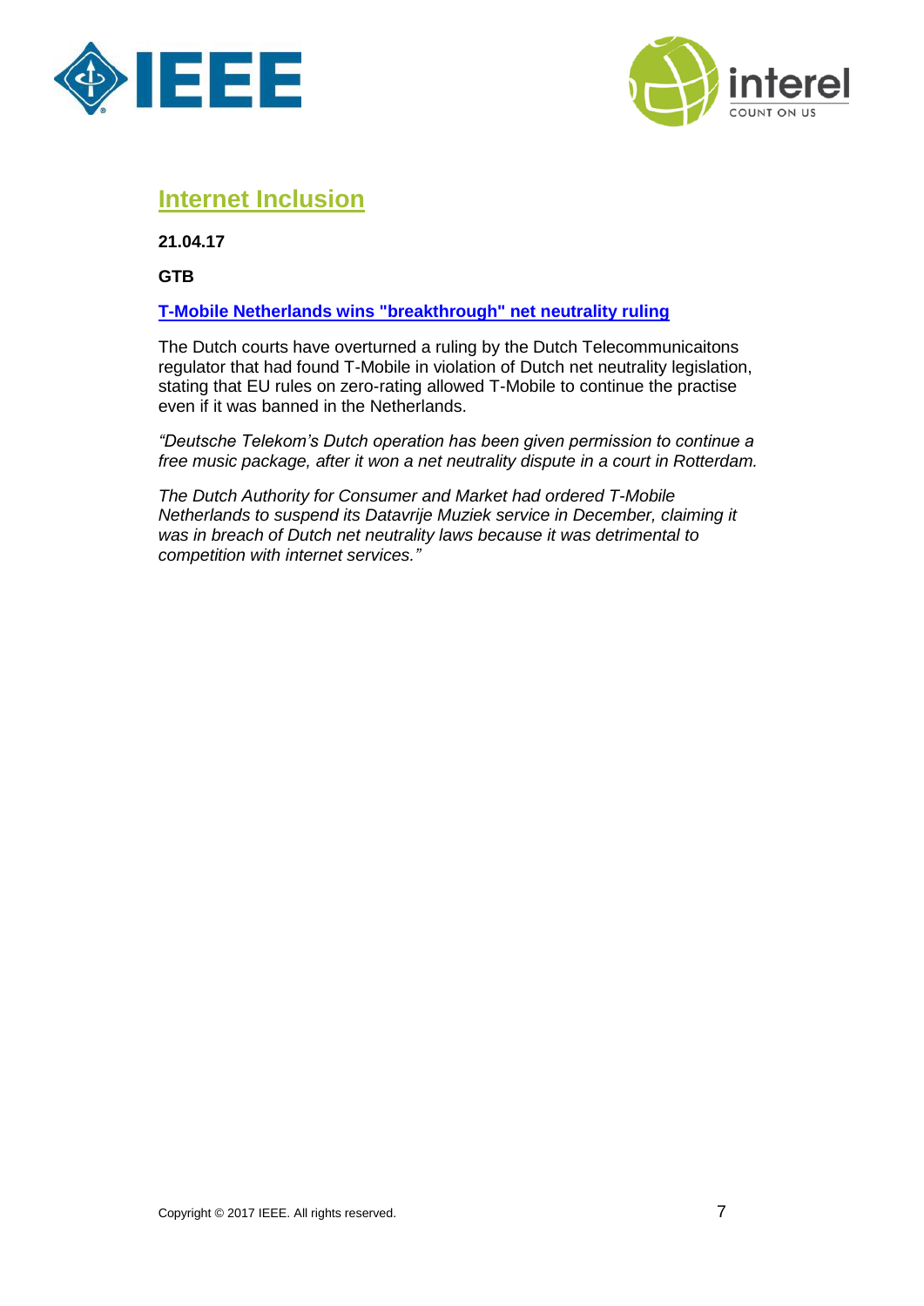## Internet Inclusion

**21.04.17**

**GTB**

**T-Mobile Netherlands wins "breakthrough" net neutrality ruling**

The Dutch courts have overturned a ruling by the Dutch Telecommunicaitons regulator that had found T-Mobile in violation of Dutch net neutrality legislation, stating that EU rules on zero-rating allowed T-Mobile to continue the practise even if it was banned in the Netherlands.

*"Deutsche Telekom's Dutch operation has been given permission to continue a free music package, after it won a net neutrality dispute in a court in Rotterdam.*

*The Dutch Authority for Consumer and Market had ordered T-Mobile Netherlands to suspend its Datavrije Muziek service in December, claiming it was in breach of Dutch net neutrality laws because it was detrimental to competition with internet services."*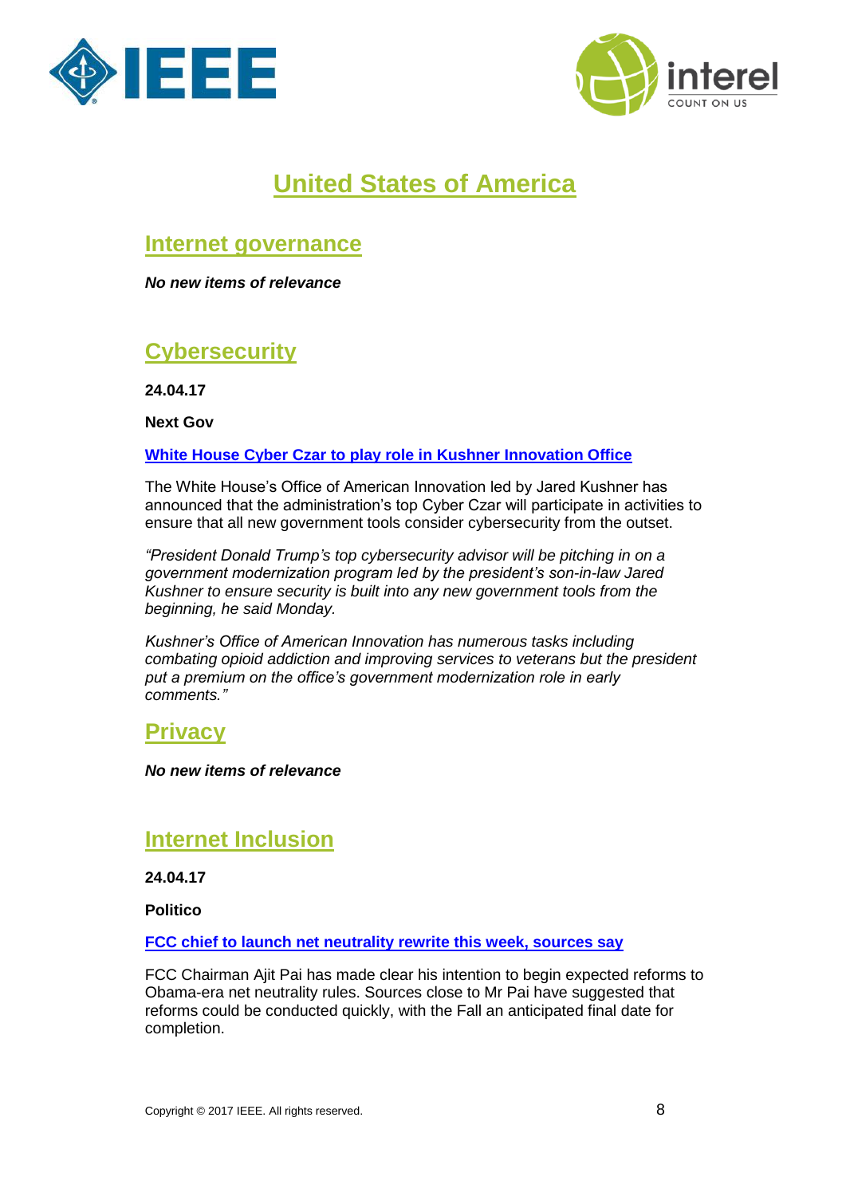# United States of America

## Internet governance

***No new items of relevance***

## Cybersecurity

**24.04.17**

**Next Gov**

**White House Cyber Czar to play role in Kushner Innovation Office**

The White House's Office of American Innovation led by Jared Kushner has announced that the administration's top Cyber Czar will participate in activities to ensure that all new government tools consider cybersecurity from the outset.

*"President Donald Trump's top cybersecurity advisor will be pitching in on a government modernization program led by the president's son-in-law Jared Kushner to ensure security is built into any new government tools from the beginning, he said Monday.*

*Kushner's Office of American Innovation has numerous tasks including combating opioid addiction and improving services to veterans but the president put a premium on the office's government modernization role in early comments."*

## Privacy

***No new items of relevance***

## Internet Inclusion

**24.04.17**

**Politico**

**FCC chief to launch net neutrality rewrite this week, sources say**

FCC Chairman Ajit Pai has made clear his intention to begin expected reforms to Obama-era net neutrality rules. Sources close to Mr Pai have suggested that reforms could be conducted quickly, with the Fall an anticipated final date for completion.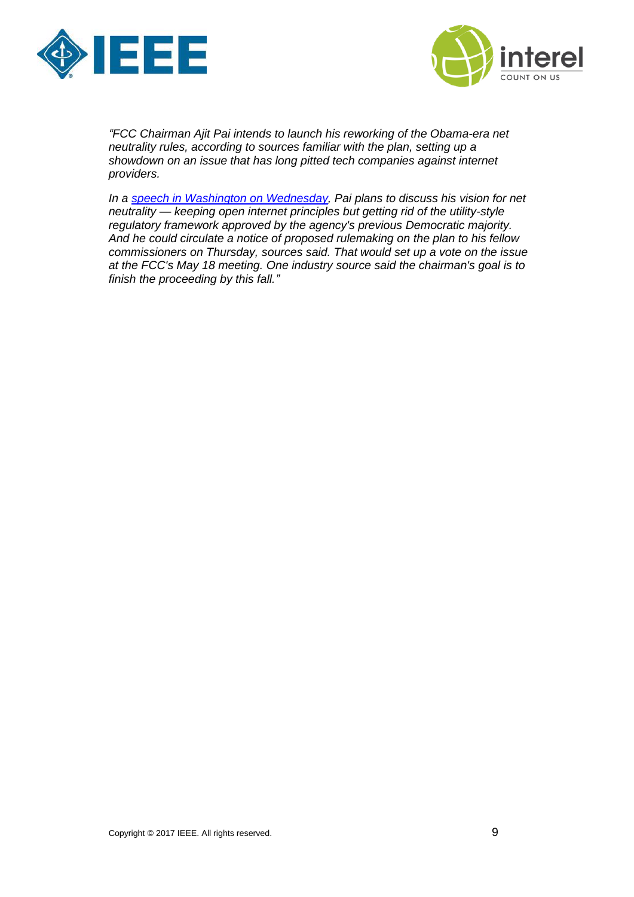*"FCC Chairman Ajit Pai intends to launch his reworking of the Obama-era net neutrality rules, according to sources familiar with the plan, setting up a showdown on an issue that has long pitted tech companies against internet providers.*

*In a speech in Washington on Wednesday, Pai plans to discuss his vision for net neutrality — keeping open internet principles but getting rid of the utility-style regulatory framework approved by the agency's previous Democratic majority. And he could circulate a notice of proposed rulemaking on the plan to his fellow commissioners on Thursday, sources said. That would set up a vote on the issue at the FCC's May 18 meeting. One industry source said the chairman's goal is to finish the proceeding by this fall."*

Copyright © 2017 IEEE. All rights reserved.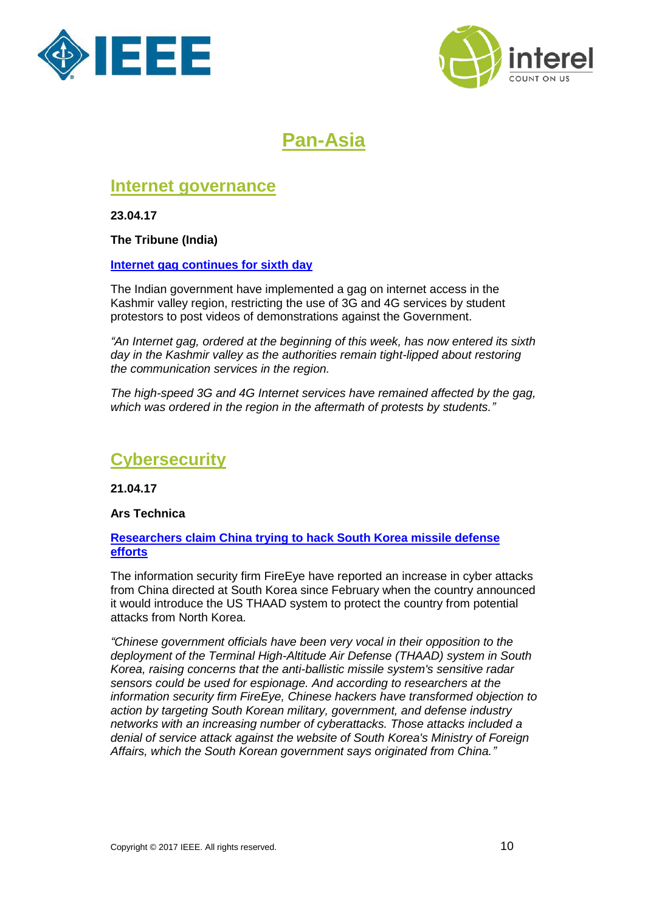# Pan-Asia

## Internet governance

**23.04.17**

**The Tribune (India)**

**Internet gag continues for sixth day**

The Indian government have implemented a gag on internet access in the Kashmir valley region, restricting the use of 3G and 4G services by student protestors to post videos of demonstrations against the Government.

*"An Internet gag, ordered at the beginning of this week, has now entered its sixth day in the Kashmir valley as the authorities remain tight-lipped about restoring the communication services in the region.*

*The high-speed 3G and 4G Internet services have remained affected by the gag, which was ordered in the region in the aftermath of protests by students."*

## Cybersecurity

**21.04.17**

**Ars Technica**

**Researchers claim China trying to hack South Korea missile defense efforts**

The information security firm FireEye have reported an increase in cyber attacks from China directed at South Korea since February when the country announced it would introduce the US THAAD system to protect the country from potential attacks from North Korea.

*"Chinese government officials have been very vocal in their opposition to the deployment of the Terminal High-Altitude Air Defense (THAAD) system in South Korea, raising concerns that the anti-ballistic missile system's sensitive radar sensors could be used for espionage. And according to researchers at the information security firm FireEye, Chinese hackers have transformed objection to action by targeting South Korean military, government, and defense industry networks with an increasing number of cyberattacks. Those attacks included a denial of service attack against the website of South Korea's Ministry of Foreign Affairs, which the South Korean government says originated from China."*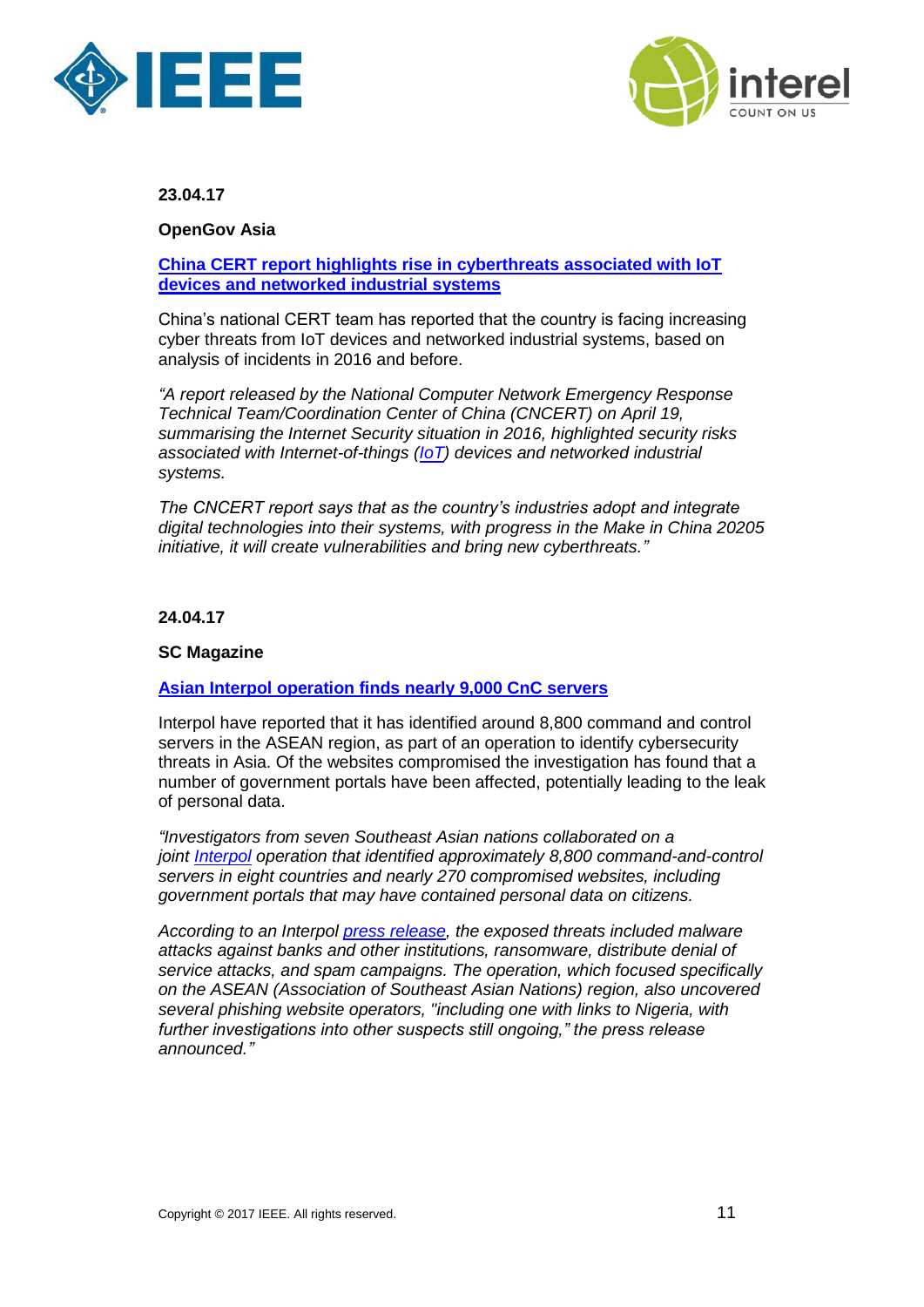**23.04.17**

**OpenGov Asia**

**[China CERT report highlights rise in cyberthreats associated with IoT devices and networked industrial systems]()**

China's national CERT team has reported that the country is facing increasing cyber threats from IoT devices and networked industrial systems, based on analysis of incidents in 2016 and before.

*"A report released by the National Computer Network Emergency Response Technical Team/Coordination Center of China (CNCERT) on April 19, summarising the Internet Security situation in 2016, highlighted security risks associated with Internet-of-things (IoT) devices and networked industrial systems.*

*The CNCERT report says that as the country's industries adopt and integrate digital technologies into their systems, with progress in the Make in China 20205 initiative, it will create vulnerabilities and bring new cyberthreats."*

**24.04.17**

**SC Magazine**

**[Asian Interpol operation finds nearly 9,000 CnC servers]()**

Interpol have reported that it has identified around 8,800 command and control servers in the ASEAN region, as part of an operation to identify cybersecurity threats in Asia. Of the websites compromised the investigation has found that a number of government portals have been affected, potentially leading to the leak of personal data.

*"Investigators from seven Southeast Asian nations collaborated on a joint Interpol operation that identified approximately 8,800 command-and-control servers in eight countries and nearly 270 compromised websites, including government portals that may have contained personal data on citizens.*

*According to an Interpol press release, the exposed threats included malware attacks against banks and other institutions, ransomware, distribute denial of service attacks, and spam campaigns. The operation, which focused specifically on the ASEAN (Association of Southeast Asian Nations) region, also uncovered several phishing website operators, "including one with links to Nigeria, with further investigations into other suspects still ongoing," the press release announced."*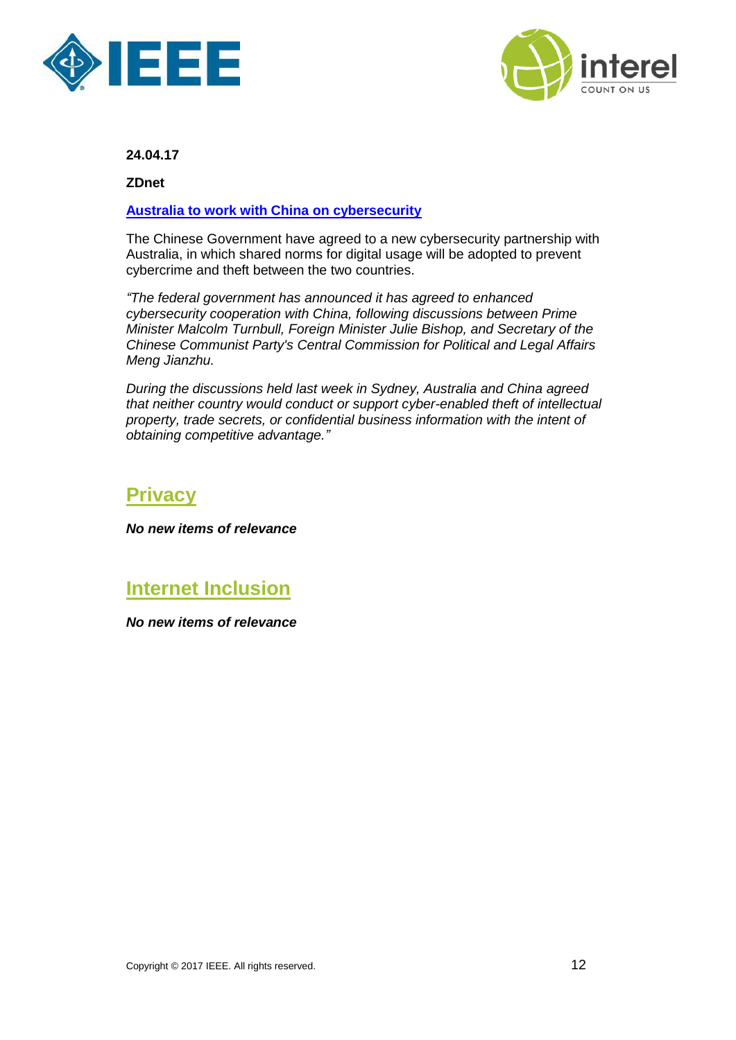**24.04.17**

**ZDnet**

**[Australia to work with China on cybersecurity]**

The Chinese Government have agreed to a new cybersecurity partnership with Australia, in which shared norms for digital usage will be adopted to prevent cybercrime and theft between the two countries.

*"The federal government has announced it has agreed to enhanced cybersecurity cooperation with China, following discussions between Prime Minister Malcolm Turnbull, Foreign Minister Julie Bishop, and Secretary of the Chinese Communist Party's Central Commission for Political and Legal Affairs Meng Jianzhu.*

*During the discussions held last week in Sydney, Australia and China agreed that neither country would conduct or support cyber-enabled theft of intellectual property, trade secrets, or confidential business information with the intent of obtaining competitive advantage."*

## Privacy

***No new items of relevance***

## Internet Inclusion

***No new items of relevance***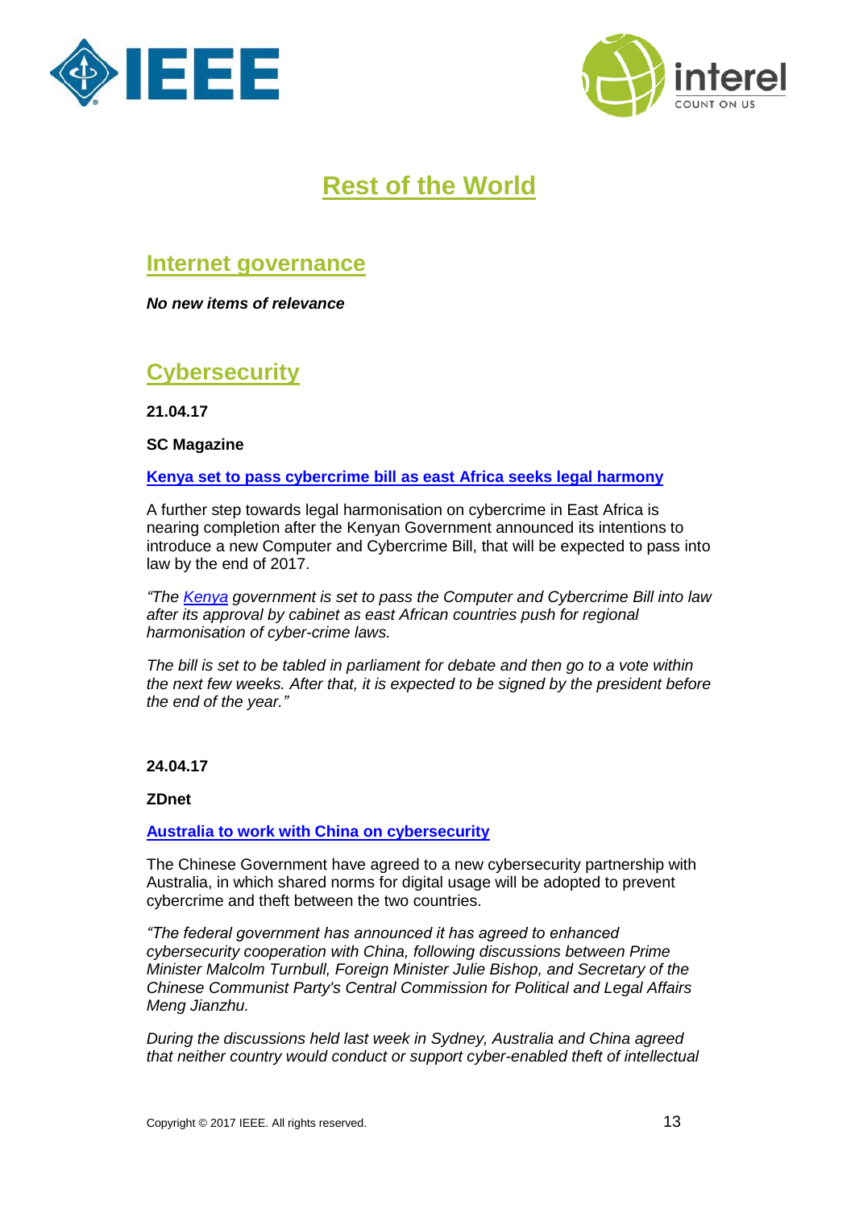# Rest of the World

## Internet governance

***No new items of relevance***

## Cybersecurity

**21.04.17**

**SC Magazine**

**Kenya set to pass cybercrime bill as east Africa seeks legal harmony**

A further step towards legal harmonisation on cybercrime in East Africa is nearing completion after the Kenyan Government announced its intentions to introduce a new Computer and Cybercrime Bill, that will be expected to pass into law by the end of 2017.

*"The Kenya government is set to pass the Computer and Cybercrime Bill into law after its approval by cabinet as east African countries push for regional harmonisation of cyber-crime laws.*

*The bill is set to be tabled in parliament for debate and then go to a vote within the next few weeks. After that, it is expected to be signed by the president before the end of the year."*

**24.04.17**

**ZDnet**

**Australia to work with China on cybersecurity**

The Chinese Government have agreed to a new cybersecurity partnership with Australia, in which shared norms for digital usage will be adopted to prevent cybercrime and theft between the two countries.

*"The federal government has announced it has agreed to enhanced cybersecurity cooperation with China, following discussions between Prime Minister Malcolm Turnbull, Foreign Minister Julie Bishop, and Secretary of the Chinese Communist Party's Central Commission for Political and Legal Affairs Meng Jianzhu.*

*During the discussions held last week in Sydney, Australia and China agreed that neither country would conduct or support cyber-enabled theft of intellectual*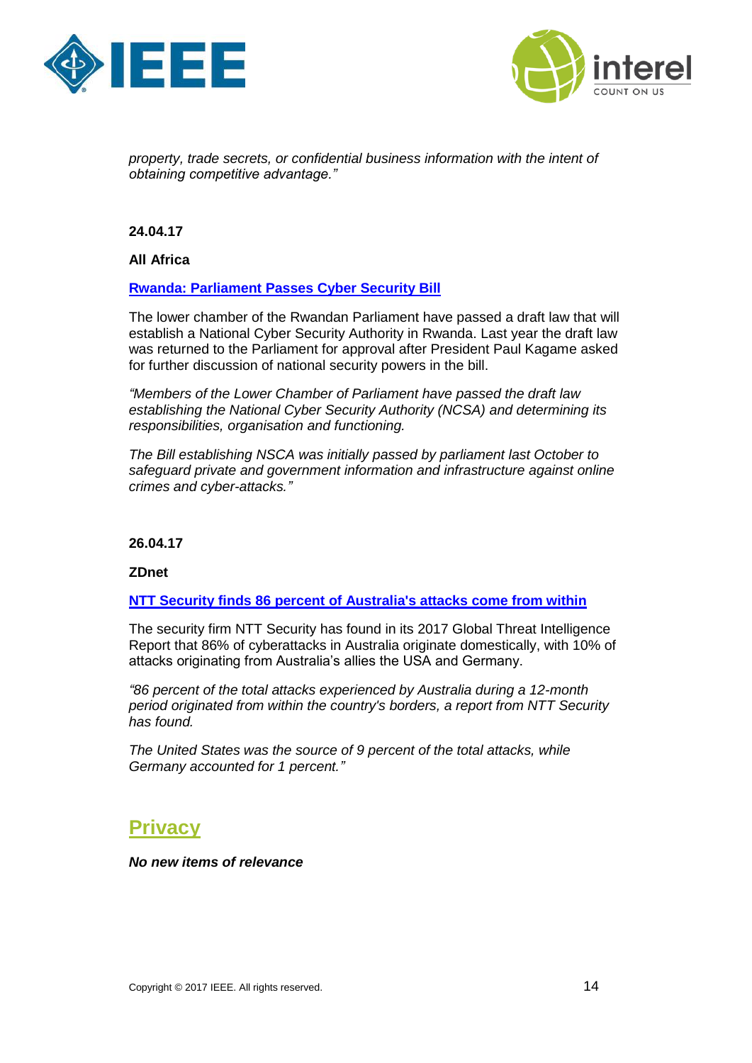*property, trade secrets, or confidential business information with the intent of obtaining competitive advantage."*

**24.04.17**

**All Africa**

**Rwanda: Parliament Passes Cyber Security Bill**

The lower chamber of the Rwandan Parliament have passed a draft law that will establish a National Cyber Security Authority in Rwanda. Last year the draft law was returned to the Parliament for approval after President Paul Kagame asked for further discussion of national security powers in the bill.

*"Members of the Lower Chamber of Parliament have passed the draft law establishing the National Cyber Security Authority (NCSA) and determining its responsibilities, organisation and functioning.*

*The Bill establishing NSCA was initially passed by parliament last October to safeguard private and government information and infrastructure against online crimes and cyber-attacks."*

**26.04.17**

**ZDnet**

**NTT Security finds 86 percent of Australia's attacks come from within**

The security firm NTT Security has found in its 2017 Global Threat Intelligence Report that 86% of cyberattacks in Australia originate domestically, with 10% of attacks originating from Australia's allies the USA and Germany.

*"86 percent of the total attacks experienced by Australia during a 12-month period originated from within the country's borders, a report from NTT Security has found.*

*The United States was the source of 9 percent of the total attacks, while Germany accounted for 1 percent."*

## Privacy

***No new items of relevance***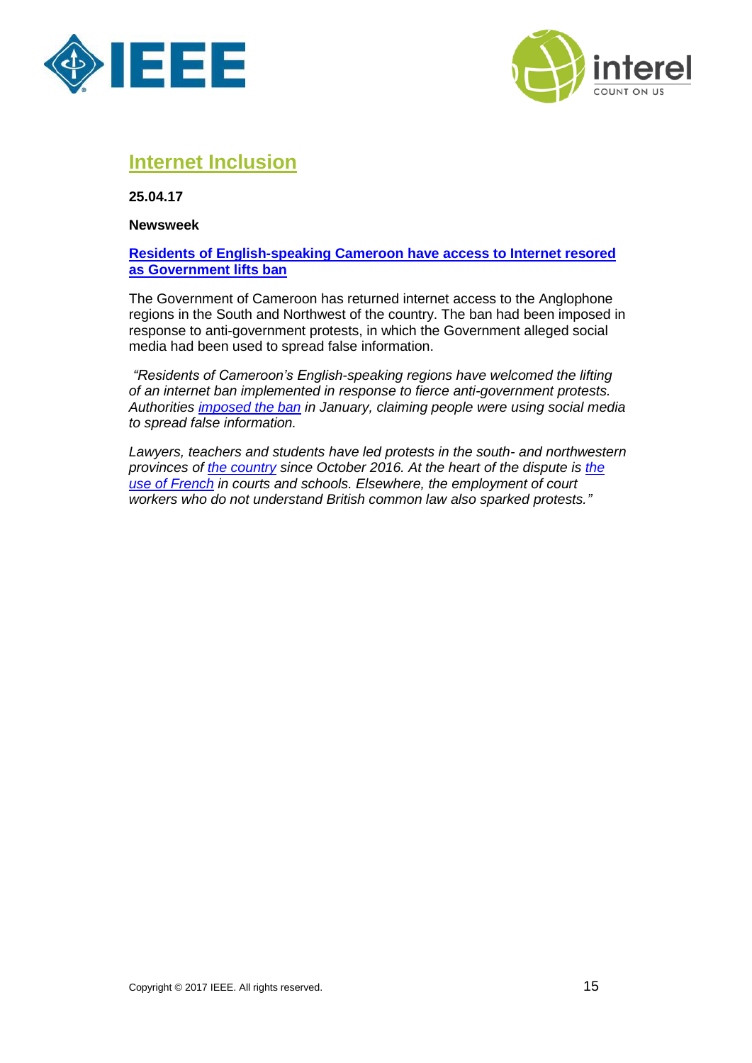## Internet Inclusion

**25.04.17**

**Newsweek**

**Residents of English-speaking Cameroon have access to Internet resored as Government lifts ban**

The Government of Cameroon has returned internet access to the Anglophone regions in the South and Northwest of the country. The ban had been imposed in response to anti-government protests, in which the Government alleged social media had been used to spread false information.

*"Residents of Cameroon's English-speaking regions have welcomed the lifting of an internet ban implemented in response to fierce anti-government protests. Authorities imposed the ban in January, claiming people were using social media to spread false information.*

*Lawyers, teachers and students have led protests in the south- and northwestern provinces of the country since October 2016. At the heart of the dispute is the use of French in courts and schools. Elsewhere, the employment of court workers who do not understand British common law also sparked protests."*

Copyright © 2017 IEEE. All rights reserved.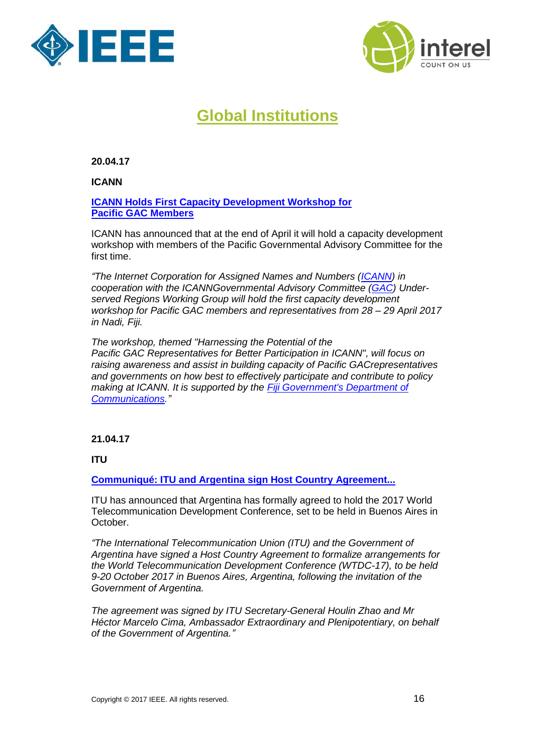# Global Institutions

**20.04.17**

**ICANN**

**ICANN Holds First Capacity Development Workshop for Pacific GAC Members**

ICANN has announced that at the end of April it will hold a capacity development workshop with members of the Pacific Governmental Advisory Committee for the first time.

*"The Internet Corporation for Assigned Names and Numbers (ICANN) in cooperation with the ICANNGovernmental Advisory Committee (GAC) Under-served Regions Working Group will hold the first capacity development workshop for Pacific GAC members and representatives from 28 – 29 April 2017 in Nadi, Fiji.*

*The workshop, themed "Harnessing the Potential of the Pacific GAC Representatives for Better Participation in ICANN", will focus on raising awareness and assist in building capacity of Pacific GACrepresentatives and governments on how best to effectively participate and contribute to policy making at ICANN. It is supported by the Fiji Government's Department of Communications."*

**21.04.17**

**ITU**

**Communiqué: ITU and Argentina sign Host Country Agreement...**

ITU has announced that Argentina has formally agreed to hold the 2017 World Telecommunication Development Conference, set to be held in Buenos Aires in October.

*"The International Telecommunication Union (ITU) and the Government of Argentina have signed a Host Country Agreement to formalize arrangements for the World Telecommunication Development Conference (WTDC-17), to be held 9-20 October 2017 in Buenos Aires, Argentina, following the invitation of the Government of Argentina.*

*The agreement was signed by ITU Secretary-General Houlin Zhao and Mr Héctor Marcelo Cima, Ambassador Extraordinary and Plenipotentiary, on behalf of the Government of Argentina."*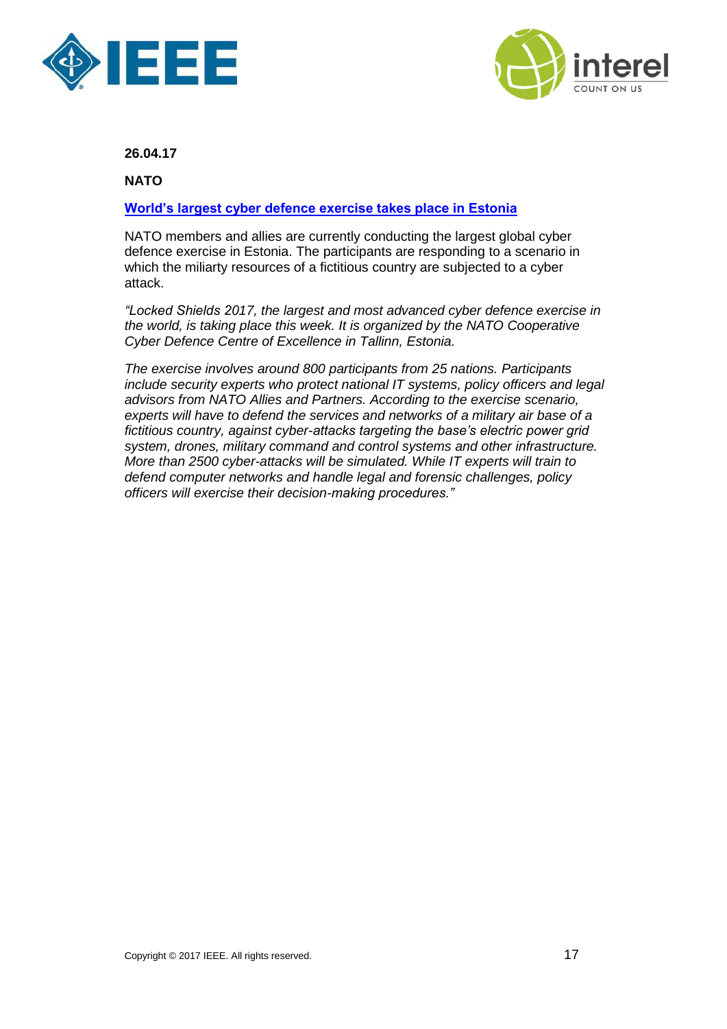**26.04.17**

**NATO**

**World's largest cyber defence exercise takes place in Estonia**

NATO members and allies are currently conducting the largest global cyber defence exercise in Estonia. The participants are responding to a scenario in which the miliarty resources of a fictitious country are subjected to a cyber attack.

*"Locked Shields 2017, the largest and most advanced cyber defence exercise in the world, is taking place this week. It is organized by the NATO Cooperative Cyber Defence Centre of Excellence in Tallinn, Estonia.*

*The exercise involves around 800 participants from 25 nations. Participants include security experts who protect national IT systems, policy officers and legal advisors from NATO Allies and Partners. According to the exercise scenario, experts will have to defend the services and networks of a military air base of a fictitious country, against cyber-attacks targeting the base's electric power grid system, drones, military command and control systems and other infrastructure. More than 2500 cyber-attacks will be simulated. While IT experts will train to defend computer networks and handle legal and forensic challenges, policy officers will exercise their decision-making procedures."*

Copyright © 2017 IEEE. All rights reserved.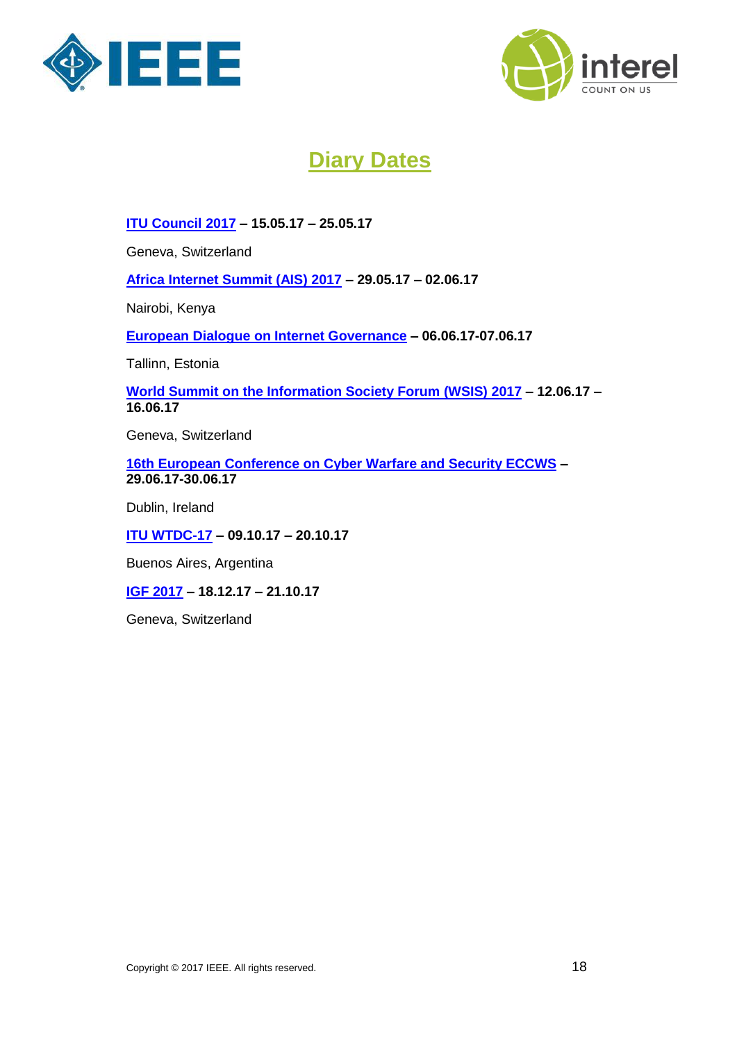# Diary Dates

**ITU Council 2017 – 15.05.17 – 25.05.17**

Geneva, Switzerland

**Africa Internet Summit (AIS) 2017 – 29.05.17 – 02.06.17**

Nairobi, Kenya

**European Dialogue on Internet Governance – 06.06.17-07.06.17**

Tallinn, Estonia

**World Summit on the Information Society Forum (WSIS) 2017 – 12.06.17 – 16.06.17**

Geneva, Switzerland

**16th European Conference on Cyber Warfare and Security ECCWS – 29.06.17-30.06.17**

Dublin, Ireland

**ITU WTDC-17 – 09.10.17 – 20.10.17**

Buenos Aires, Argentina

**IGF 2017 – 18.12.17 – 21.10.17**

Geneva, Switzerland

Copyright © 2017 IEEE. All rights reserved.